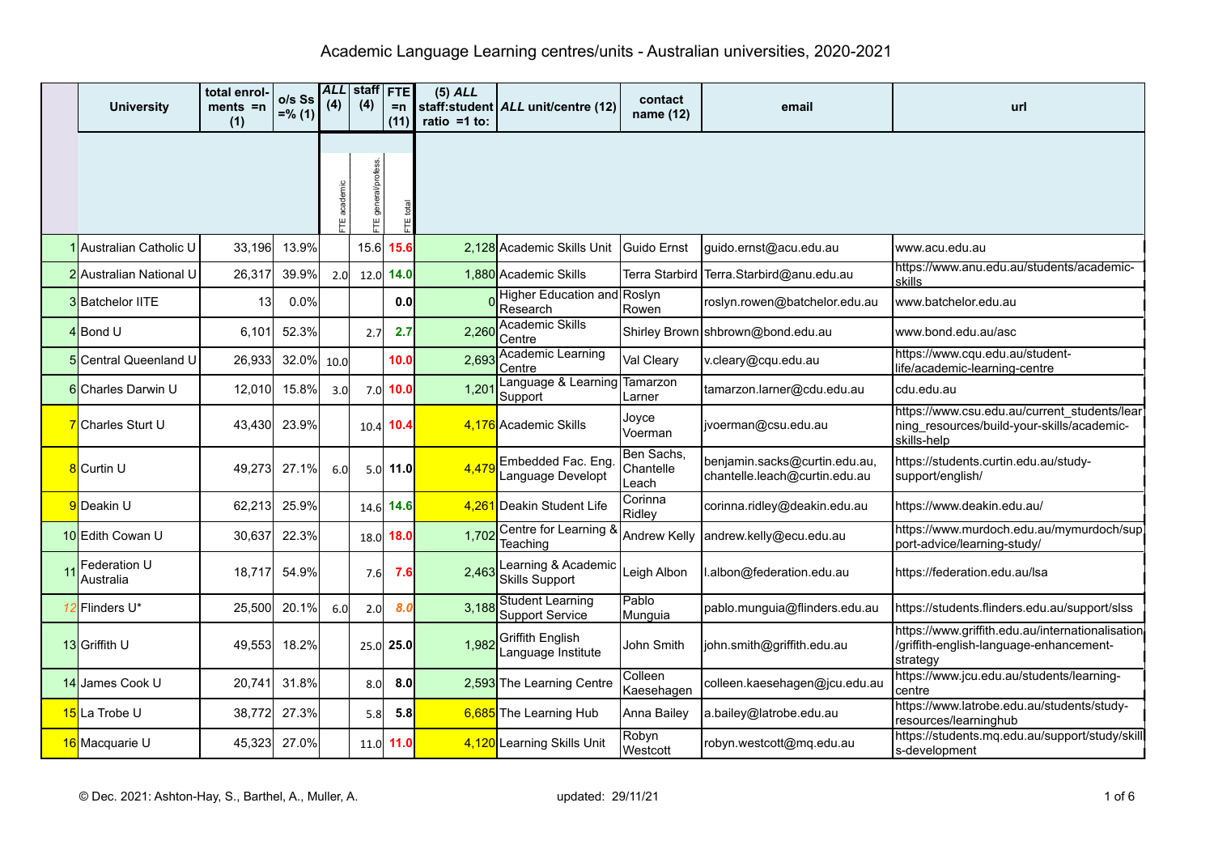# Academic Language Learning centres/units - Australian universities, 2020-2021

| | University | total enrolments =n (1) | o/s Ss =% (1) | ALL (4) | staff (4) | FTE =n (11) | (5) ALL staff:student ratio =1 to: | ALL unit/centre (12) | contact name (12) | email | url |
|---|---|---|---|---|---|---|---|---|---|---|---|
| | | | | FTE academic | FTE general/profess. | FTE total | | | | | |
| 1 | Australian Catholic U | 33,196 | 13.9% | | 15.6 | 15.6 | 2,128 | Academic Skills Unit | Guido Ernst | guido.ernst@acu.edu.au | www.acu.edu.au |
| 2 | Australian National U | 26,317 | 39.9% | 2.0 | 12.0 | 14.0 | 1,880 | Academic Skills | Terra Starbird | Terra.Starbird@anu.edu.au | https://www.anu.edu.au/students/academic-skills |
| 3 | Batchelor IITE | 13 | 0.0% | | | 0.0 | 0 | Higher Education and Research | Roslyn Rowen | roslyn.rowen@batchelor.edu.au | www.batchelor.edu.au |
| 4 | Bond U | 6,101 | 52.3% | | 2.7 | 2.7 | 2,260 | Academic Skills Centre | Shirley Brown | shbrown@bond.edu.au | www.bond.edu.au/asc |
| 5 | Central Queensland U | 26,933 | 32.0% | 10.0 | | 10.0 | 2,693 | Academic Learning Centre | Val Cleary | v.cleary@cqu.edu.au | https://www.cqu.edu.au/student-life/academic-learning-centre |
| 6 | Charles Darwin U | 12,010 | 15.8% | 3.0 | 7.0 | 10.0 | 1,201 | Language & Learning Support | Tamarzon Larner | tamarzon.larner@cdu.edu.au | cdu.edu.au |
| 7 | Charles Sturt U | 43,430 | 23.9% | | 10.4 | 10.4 | 4,176 | Academic Skills | Joyce Voerman | jvoerman@csu.edu.au | https://www.csu.edu.au/current_students/learning_resources/build-your-skills/academic-skills-help |
| 8 | Curtin U | 49,273 | 27.1% | 6.0 | 5.0 | 11.0 | 4,479 | Embedded Fac. Eng. Language Developt | Ben Sachs, Chantelle Leach | benjamin.sacks@curtin.edu.au, chantelle.leach@curtin.edu.au | https://students.curtin.edu.au/study-support/english/ |
| 9 | Deakin U | 62,213 | 25.9% | | 14.6 | 14.6 | 4,261 | Deakin Student Life | Corinna Ridley | corinna.ridley@deakin.edu.au | https://www.deakin.edu.au/ |
| 10 | Edith Cowan U | 30,637 | 22.3% | | 18.0 | 18.0 | 1,702 | Centre for Learning & Teaching | Andrew Kelly | andrew.kelly@ecu.edu.au | https://www.murdoch.edu.au/mymurdoch/support-advice/learning-study/ |
| 11 | Federation U Australia | 18,717 | 54.9% | | 7.6 | 7.6 | 2,463 | Learning & Academic Skills Support | Leigh Albon | l.albon@federation.edu.au | https://federation.edu.au/lsa |
| 12 | Flinders U* | 25,500 | 20.1% | 6.0 | 2.0 | 8.0 | 3,188 | Student Learning Support Service | Pablo Munguia | pablo.munguia@flinders.edu.au | https://students.flinders.edu.au/support/slss |
| 13 | Griffith U | 49,553 | 18.2% | | 25.0 | 25.0 | 1,982 | Griffith English Language Institute | John Smith | john.smith@griffith.edu.au | https://www.griffith.edu.au/internationalisation/griffith-english-language-enhancement-strategy |
| 14 | James Cook U | 20,741 | 31.8% | | 8.0 | 8.0 | 2,593 | The Learning Centre | Colleen Kaesehagen | colleen.kaesehagen@jcu.edu.au | https://www.jcu.edu.au/students/learning-centre |
| 15 | La Trobe U | 38,772 | 27.3% | | 5.8 | 5.8 | 6,685 | The Learning Hub | Anna Bailey | a.bailey@latrobe.edu.au | https://www.latrobe.edu.au/students/study-resources/learninghub |
| 16 | Macquarie U | 45,323 | 27.0% | | 11.0 | 11.0 | 4,120 | Learning Skills Unit | Robyn Westcott | robyn.westcott@mq.edu.au | https://students.mq.edu.au/support/study/skills-development |

© Dec. 2021: Ashton-Hay, S., Barthel, A., Muller, A. updated: 29/11/21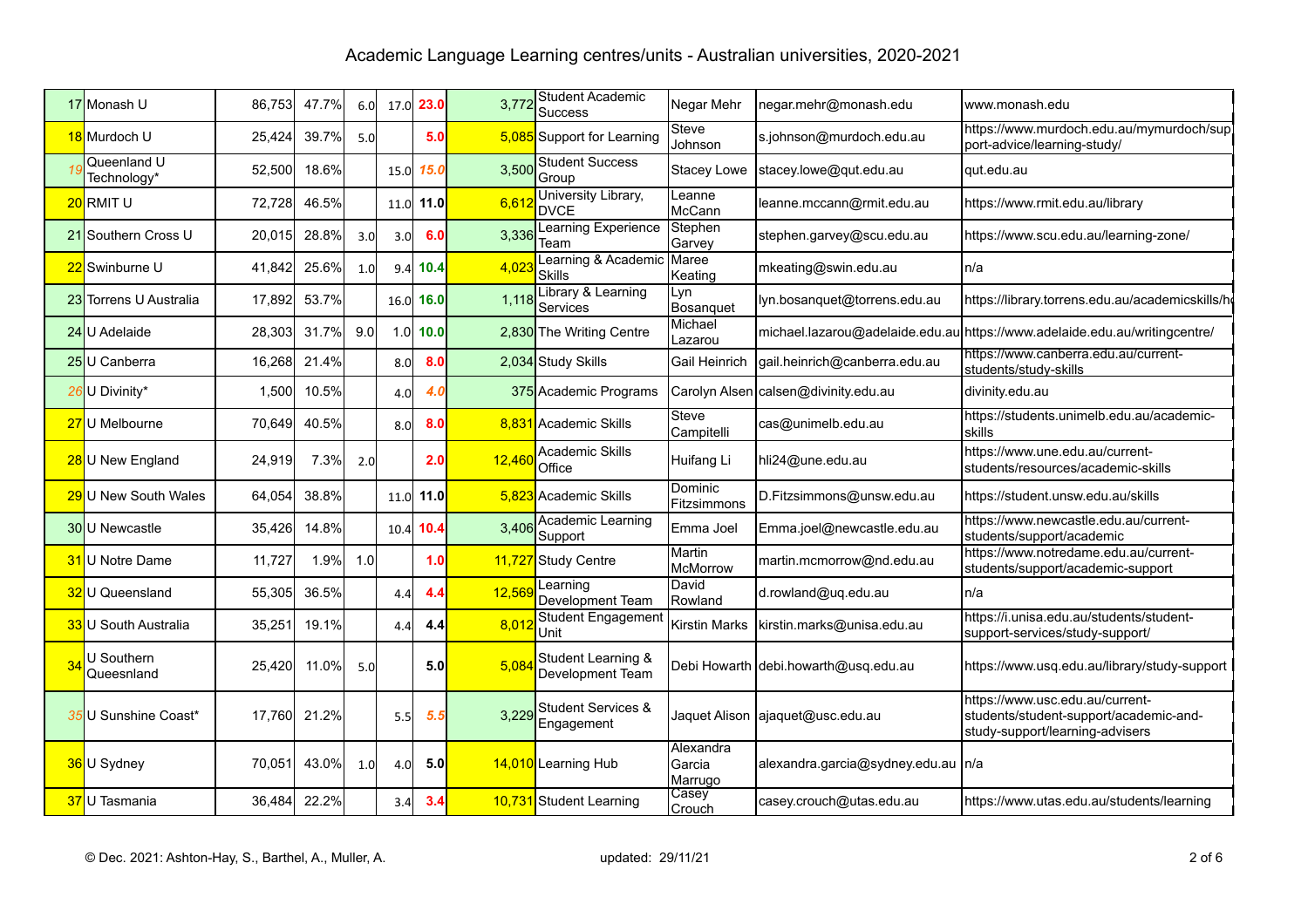# Academic Language Learning centres/units - Australian universities, 2020-2021

| | | | | | | | | | | | |
|---|---|---|---|---|---|---|---|---|---|---|---|
| 17 | Monash U | 86,753 | 47.7% | 6.0 | 17.0 | 23.0 | 3,772 | Student Academic Success | Negar Mehr | negar.mehr@monash.edu | www.monash.edu |
| 18 | Murdoch U | 25,424 | 39.7% | 5.0 | | 5.0 | 5,085 | Support for Learning | Steve Johnson | s.johnson@murdoch.edu.au | https://www.murdoch.edu.au/mymurdoch/support-advice/learning-study/ |
| 19 | Queenland U Technology* | 52,500 | 18.6% | | 15.0 | 15.0 | 3,500 | Student Success Group | Stacey Lowe | stacey.lowe@qut.edu.au | qut.edu.au |
| 20 | RMIT U | 72,728 | 46.5% | | 11.0 | 11.0 | 6,612 | University Library, DVCE | Leanne McCann | leanne.mccann@rmit.edu.au | https://www.rmit.edu.au/library |
| 21 | Southern Cross U | 20,015 | 28.8% | 3.0 | 3.0 | 6.0 | 3,336 | Learning Experience Team | Stephen Garvey | stephen.garvey@scu.edu.au | https://www.scu.edu.au/learning-zone/ |
| 22 | Swinburne U | 41,842 | 25.6% | 1.0 | 9.4 | 10.4 | 4,023 | Learning & Academic Skills | Maree Keating | mkeating@swin.edu.au | n/a |
| 23 | Torrens U Australia | 17,892 | 53.7% | | 16.0 | 16.0 | 1,118 | Library & Learning Services | Lyn Bosanquet | lyn.bosanquet@torrens.edu.au | https://library.torrens.edu.au/academicskills/h |
| 24 | U Adelaide | 28,303 | 31.7% | 9.0 | 1.0 | 10.0 | 2,830 | The Writing Centre | Michael Lazarou | michael.lazarou@adelaide.edu.au | https://www.adelaide.edu.au/writingcentre/ |
| 25 | U Canberra | 16,268 | 21.4% | | 8.0 | 8.0 | 2,034 | Study Skills | Gail Heinrich | gail.heinrich@canberra.edu.au | https://www.canberra.edu.au/current-students/study-skills |
| 26 | U Divinity* | 1,500 | 10.5% | | 4.0 | 4.0 | 375 | Academic Programs | Carolyn Alsen | calsen@divinity.edu.au | divinity.edu.au |
| 27 | U Melbourne | 70,649 | 40.5% | | 8.0 | 8.0 | 8,831 | Academic Skills | Steve Campitelli | cas@unimelb.edu.au | https://students.unimelb.edu.au/academic-skills |
| 28 | U New England | 24,919 | 7.3% | 2.0 | | 2.0 | 12,460 | Academic Skills Office | Huifang Li | hli24@une.edu.au | https://www.une.edu.au/current-students/resources/academic-skills |
| 29 | U New South Wales | 64,054 | 38.8% | | 11.0 | 11.0 | 5,823 | Academic Skills | Dominic Fitzsimmons | D.Fitzsimmons@unsw.edu.au | https://student.unsw.edu.au/skills |
| 30 | U Newcastle | 35,426 | 14.8% | | 10.4 | 10.4 | 3,406 | Academic Learning Support | Emma Joel | Emma.joel@newcastle.edu.au | https://www.newcastle.edu.au/current-students/support/academic |
| 31 | U Notre Dame | 11,727 | 1.9% | 1.0 | | 1.0 | 11,727 | Study Centre | Martin McMorrow | martin.mcmorrow@nd.edu.au | https://www.notredame.edu.au/current-students/support/academic-support |
| 32 | U Queensland | 55,305 | 36.5% | | 4.4 | 4.4 | 12,569 | Learning Development Team | David Rowland | d.rowland@uq.edu.au | n/a |
| 33 | U South Australia | 35,251 | 19.1% | | 4.4 | 4.4 | 8,012 | Student Engagement Unit | Kirstin Marks | kirstin.marks@unisa.edu.au | https://i.unisa.edu.au/students/student-support-services/study-support/ |
| 34 | U Southern Queesnland | 25,420 | 11.0% | 5.0 | | 5.0 | 5,084 | Student Learning & Development Team | Debi Howarth | debi.howarth@usq.edu.au | https://www.usq.edu.au/library/study-support |
| 35 | U Sunshine Coast* | 17,760 | 21.2% | | 5.5 | 5.5 | 3,229 | Student Services & Engagement | Jaquet Alison | ajaquet@usc.edu.au | https://www.usc.edu.au/current-students/student-support/academic-and-study-support/learning-advisers |
| 36 | U Sydney | 70,051 | 43.0% | 1.0 | 4.0 | 5.0 | 14,010 | Learning Hub | Alexandra Garcia Marrugo | alexandra.garcia@sydney.edu.au | n/a |
| 37 | U Tasmania | 36,484 | 22.2% | | 3.4 | 3.4 | 10,731 | Student Learning | Casey Crouch | casey.crouch@utas.edu.au | https://www.utas.edu.au/students/learning |

© Dec. 2021: Ashton-Hay, S., Barthel, A., Muller, A. updated: 29/11/21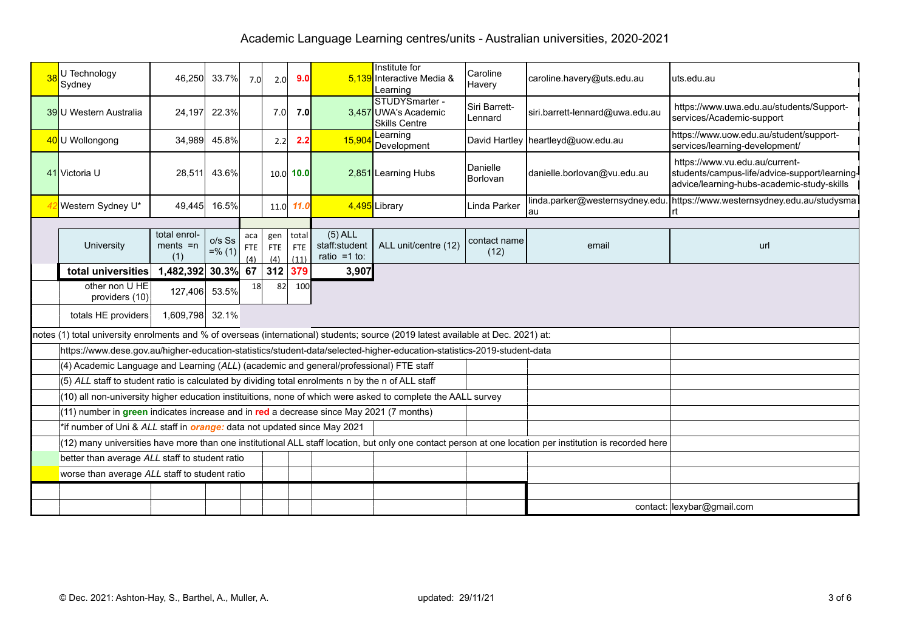# Academic Language Learning centres/units - Australian universities, 2020-2021

| | University | total enrolments =n (1) | o/s Ss =% (1) | aca FTE (4) | gen FTE (4) | total FTE (11) | (5) ALL staff:student ratio =1 to: | ALL unit/centre (12) | contact name (12) | email | url |
|---|---|---|---|---|---|---|---|---|---|---|---|
| 38 | U Technology Sydney | 46,250 | 33.7% | 7.0 | 2.0 | 9.0 | 5,139 | Institute for Interactive Media & Learning | Caroline Havery | caroline.havery@uts.edu.au | uts.edu.au |
| 39 | U Western Australia | 24,197 | 22.3% | | 7.0 | 7.0 | 3,457 | STUDYSmarter - UWA's Academic Skills Centre | Siri Barrett-Lennard | siri.barrett-lennard@uwa.edu.au | https://www.uwa.edu.au/students/Support-services/Academic-support |
| 40 | U Wollongong | 34,989 | 45.8% | | 2.2 | 2.2 | 15,904 | Learning Development | David Hartley | heartleyd@uow.edu.au | https://www.uow.edu.au/student/support-services/learning-development/ |
| 41 | Victoria U | 28,511 | 43.6% | | 10.0 | 10.0 | 2,851 | Learning Hubs | Danielle Borlovan | danielle.borlovan@vu.edu.au | https://www.vu.edu.au/current-students/campus-life/advice-support/learning-advice/learning-hubs-academic-study-skills |
| 42 | Western Sydney U* | 49,445 | 16.5% | | 11.0 | 11.0 | 4,495 | Library | Linda Parker | linda.parker@westernsydney.edu.au | https://www.westernsydney.edu.au/studysmart |
| | **total universities** | **1,482,392** | **30.3%** | **67** | **312** | **379** | **3,907** | | | | |
| | other non U HE providers (10) | 127,406 | 53.5% | 18 | 82 | 100 | | | | | |
| | totals HE providers | 1,609,798 | 32.1% | | | | | | | | |

notes (1) total university enrolments and % of overseas (international) students; source (2019 latest available at Dec. 2021) at:

https://www.dese.gov.au/higher-education-statistics/student-data/selected-higher-education-statistics-2019-student-data

(4) Academic Language and Learning (*ALL*) (academic and general/professional) FTE staff

(5) *ALL* staff to student ratio is calculated by dividing total enrolments n by the n of ALL staff

(10) all non-university higher education instituitions, none of which were asked to complete the AALL survey

(11) number in **green** indicates increase and in **red** a decrease since May 2021 (7 months)

*if number of Uni & *ALL* staff in ***orange:*** data not updated since May 2021

(12) many universities have more than one institutional ALL staff location, but only one contact person at one location per institution is recorded here

better than average *ALL* staff to student ratio

worse than average *ALL* staff to student ratio

contact: lexybar@gmail.com

© Dec. 2021: Ashton-Hay, S., Barthel, A., Muller, A. updated: 29/11/21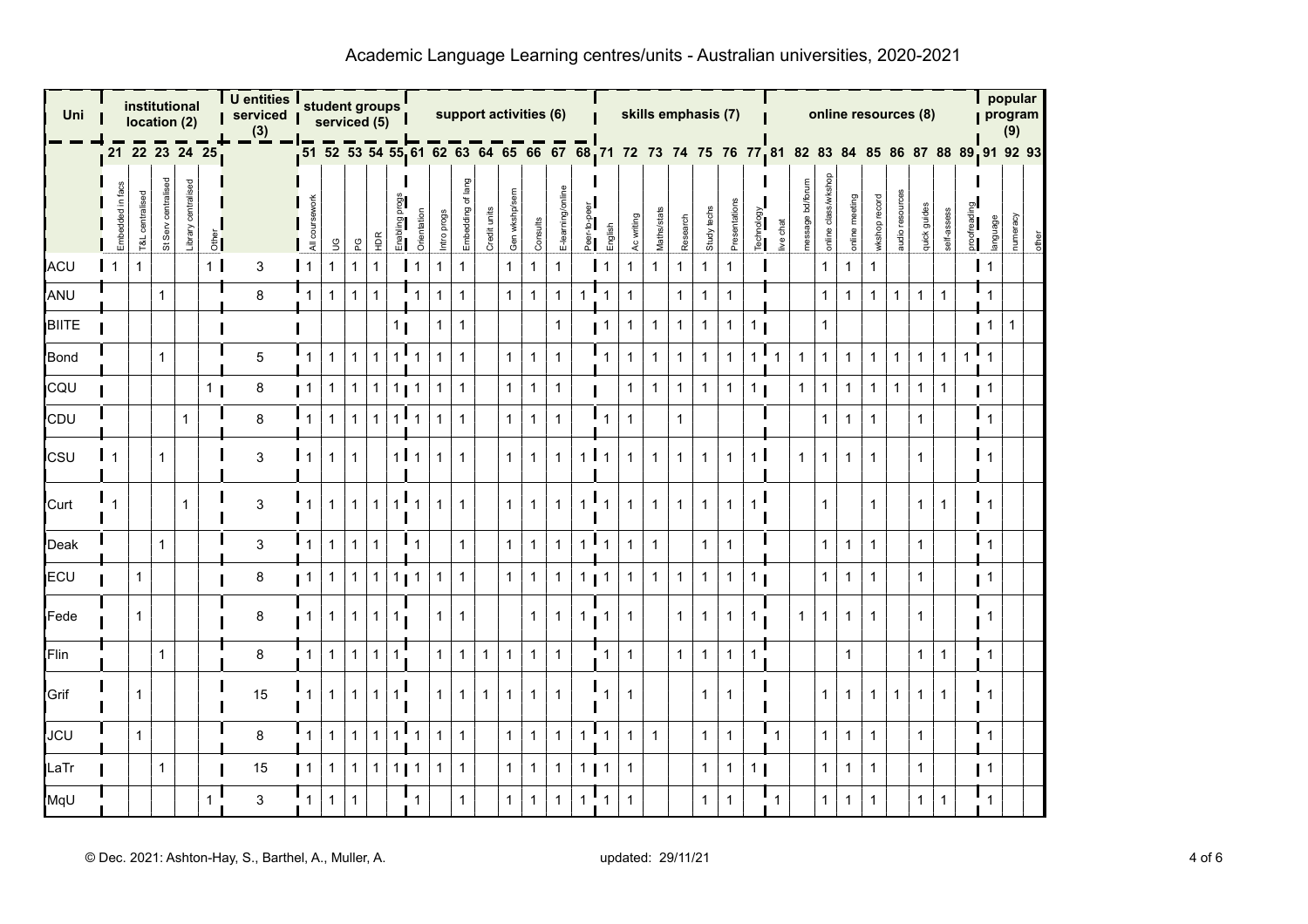# Academic Language Learning centres/units - Australian universities, 2020-2021

| Uni | institutional location (2) | | | | | U entities serviced (3) | student groups serviced (5) | | | | | support activities (6) | | | | | | | | skills emphasis (7) | | | | | | | online resources (8) | | | | | | | | | popular program (9) | | |
|---|---|---|---|---|---|---|---|---|---|---|---|---|---|---|---|---|---|---|---|---|---|---|---|---|---|---|---|---|---|---|---|---|---|---|---|---|---|---|
| | 21 | 22 | 23 | 24 | 25 | | 51 | 52 | 53 | 54 | 55 | 61 | 62 | 63 | 64 | 65 | 66 | 67 | 68 | 71 | 72 | 73 | 74 | 75 | 76 | 77 | 81 | 82 | 83 | 84 | 85 | 86 | 87 | 88 | 89 | 91 | 92 | 93 |
| | Embedded in facs | T&L centralised | St Serv centralised | Library centralised | Other | | All coursework | UG | PG | HDR | Enabling progs | Orientation | Intro progs | Embedding of lang | Credit units | Gen wkshp/sem | Consults | E-learning/online | Peer-to-peer | English | Ac writing | Maths/stats | Research | Study techs | Presentations | Technology | live chat | message bd/forum | online class/wkshop | online meeting | wkshop record | audio resources | quick guides | self-assess | proofreading | language | numeracy | other |
| ACU | 1 | 1 | | | 1 | 3 | 1 | 1 | 1 | 1 | | 1 | 1 | 1 | | 1 | 1 | 1 | | 1 | 1 | 1 | 1 | 1 | 1 | | | | 1 | 1 | 1 | | | | | 1 | | |
| ANU | | | 1 | | | 8 | 1 | 1 | 1 | 1 | | 1 | 1 | 1 | | 1 | 1 | 1 | 1 | 1 | 1 | | 1 | 1 | 1 | | | | 1 | 1 | 1 | 1 | 1 | 1 | | 1 | | |
| BIITE | | | | | | | | | | | 1 | | 1 | 1 | | | | 1 | | 1 | 1 | 1 | 1 | 1 | 1 | 1 | | | 1 | | | | | | | 1 | 1 | |
| Bond | | | 1 | | | 5 | 1 | 1 | 1 | 1 | 1 | 1 | 1 | 1 | | 1 | 1 | 1 | | 1 | 1 | 1 | 1 | 1 | 1 | 1 | 1 | 1 | 1 | 1 | 1 | 1 | 1 | 1 | 1 | 1 | | |
| CQU | | | | | 1 | 8 | 1 | 1 | 1 | 1 | 1 | 1 | 1 | 1 | | 1 | 1 | 1 | | | 1 | 1 | 1 | 1 | 1 | 1 | | 1 | 1 | 1 | 1 | 1 | 1 | 1 | | 1 | | |
| CDU | | | | 1 | | 8 | 1 | 1 | 1 | 1 | 1 | 1 | 1 | 1 | | 1 | 1 | 1 | | 1 | 1 | | 1 | | | | | | 1 | 1 | 1 | | 1 | | | 1 | | |
| CSU | 1 | | 1 | | | 3 | 1 | 1 | 1 | | 1 | 1 | 1 | 1 | | 1 | 1 | 1 | 1 | 1 | 1 | 1 | 1 | 1 | 1 | 1 | | 1 | 1 | 1 | 1 | | 1 | | | 1 | | |
| Curt | 1 | | | 1 | | 3 | 1 | 1 | 1 | 1 | 1 | 1 | 1 | 1 | | 1 | 1 | 1 | 1 | 1 | 1 | 1 | 1 | 1 | 1 | 1 | | | 1 | | 1 | | 1 | 1 | | 1 | | |
| Deak | | | 1 | | | 3 | 1 | 1 | 1 | 1 | | 1 | | 1 | | 1 | 1 | 1 | 1 | 1 | 1 | | | 1 | 1 | | | | 1 | 1 | 1 | | 1 | | | 1 | | |
| ECU | | 1 | | | | 8 | 1 | 1 | 1 | 1 | 1 | 1 | 1 | 1 | | 1 | 1 | 1 | 1 | 1 | 1 | 1 | 1 | 1 | 1 | 1 | | | 1 | 1 | 1 | | 1 | | | 1 | | |
| Fede | | 1 | | | | 8 | 1 | 1 | 1 | 1 | 1 | | 1 | 1 | | | 1 | 1 | 1 | 1 | 1 | | 1 | 1 | 1 | 1 | | 1 | 1 | 1 | 1 | | 1 | | | 1 | | |
| Flin | | | 1 | | | 8 | 1 | 1 | 1 | 1 | 1 | | 1 | 1 | 1 | 1 | 1 | 1 | | 1 | 1 | | 1 | 1 | 1 | 1 | | | | 1 | | | 1 | 1 | | 1 | | |
| Grif | | 1 | | | | 15 | 1 | 1 | 1 | 1 | 1 | | 1 | 1 | 1 | 1 | 1 | 1 | | 1 | 1 | | | 1 | 1 | | | | 1 | 1 | 1 | 1 | 1 | 1 | | 1 | | |
| JCU | | 1 | | | | 8 | 1 | 1 | 1 | 1 | 1 | 1 | 1 | 1 | | 1 | 1 | 1 | 1 | 1 | 1 | 1 | | 1 | 1 | | 1 | | 1 | 1 | 1 | | 1 | | | 1 | | |
| LaTr | | | 1 | | | 15 | 1 | 1 | 1 | 1 | 1 | 1 | 1 | 1 | | 1 | 1 | 1 | 1 | 1 | 1 | | | 1 | 1 | 1 | | | 1 | 1 | 1 | | 1 | | | 1 | | |
| MqU | | | | | 1 | 3 | 1 | 1 | 1 | | | 1 | | 1 | | 1 | 1 | 1 | 1 | 1 | 1 | | | 1 | 1 | | 1 | | 1 | 1 | 1 | | 1 | 1 | | 1 | | |

© Dec. 2021: Ashton-Hay, S., Barthel, A., Muller, A. updated: 29/11/21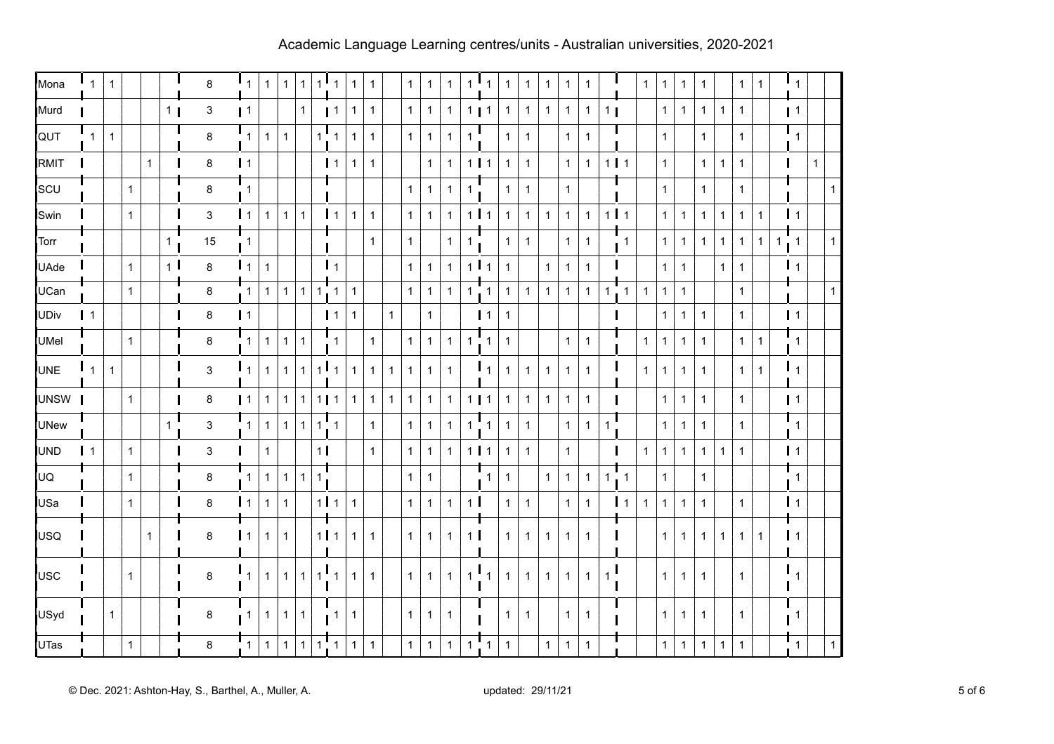# Academic Language Learning centres/units - Australian universities, 2020-2021

| | | | | | | | | | | | | | | | | | | | | | | | | | | | | | | | | | | | | | |
|---|---|---|---|---|---|---|---|---|---|---|---|---|---|---|---|---|---|---|---|---|---|---|---|---|---|---|---|---|---|---|---|---|---|---|---|---|---|
| Mona | 1 | 1 | | | 8 | 1 | 1 | 1 | 1 | 1 | 1 | 1 | 1 | | 1 | 1 | 1 | 1 | 1 | 1 | 1 | 1 | 1 | 1 | | | 1 | 1 | 1 | 1 | | 1 | 1 | | 1 | | |
| Murd | | | | 1 | 3 | 1 | | | 1 | | 1 | 1 | 1 | | 1 | 1 | 1 | 1 | 1 | 1 | 1 | 1 | 1 | 1 | 1 | | | 1 | 1 | 1 | 1 | 1 | | | 1 | | |
| QUT | 1 | 1 | | | 8 | 1 | 1 | 1 | | 1 | 1 | 1 | 1 | | 1 | 1 | 1 | 1 | | 1 | 1 | | 1 | 1 | | | | 1 | | 1 | | 1 | | | 1 | | |
| RMIT | | | | 1 | 8 | 1 | | | | | 1 | 1 | 1 | | | 1 | 1 | 1 | 1 | 1 | 1 | | 1 | 1 | 1 | 1 | | 1 | | 1 | 1 | 1 | | | | 1 | |
| SCU | | | 1 | | 8 | 1 | | | | | | | | | 1 | 1 | 1 | 1 | | 1 | 1 | | 1 | | | | | 1 | | 1 | | 1 | | | | | 1 |
| Swin | | | 1 | | 3 | 1 | 1 | 1 | 1 | | 1 | 1 | 1 | | 1 | 1 | 1 | 1 | 1 | 1 | 1 | 1 | 1 | 1 | 1 | 1 | | 1 | 1 | 1 | 1 | 1 | 1 | | 1 | | |
| Torr | | | | 1 | 15 | 1 | | | | | | | 1 | | 1 | | 1 | 1 | | 1 | 1 | | 1 | 1 | | 1 | | 1 | 1 | 1 | 1 | 1 | 1 | 1 | 1 | | 1 |
| UAde | | | 1 | 1 | 8 | 1 | 1 | | | | 1 | | | | 1 | 1 | 1 | 1 | 1 | 1 | | 1 | 1 | 1 | | | | 1 | 1 | | 1 | 1 | | | 1 | | |
| UCan | | | 1 | | 8 | 1 | 1 | 1 | 1 | 1 | 1 | 1 | | | 1 | 1 | 1 | 1 | 1 | 1 | 1 | 1 | 1 | 1 | 1 | 1 | 1 | 1 | 1 | | | 1 | | | | | 1 |
| UDiv | 1 | | | | 8 | 1 | | | | | 1 | 1 | | 1 | | 1 | | | 1 | 1 | | | | | | | | 1 | 1 | 1 | | 1 | | | 1 | | |
| UMel | | | 1 | | 8 | 1 | 1 | 1 | 1 | | 1 | | 1 | | 1 | 1 | 1 | 1 | 1 | 1 | | | 1 | 1 | | | 1 | 1 | 1 | 1 | | 1 | 1 | | 1 | | |
| UNE | 1 | 1 | | | 3 | 1 | 1 | 1 | 1 | 1 | 1 | 1 | 1 | 1 | 1 | 1 | 1 | | 1 | 1 | 1 | 1 | 1 | 1 | | | 1 | 1 | 1 | 1 | | 1 | 1 | | 1 | | |
| UNSW | | | 1 | | 8 | 1 | 1 | 1 | 1 | 1 | 1 | 1 | 1 | 1 | 1 | 1 | 1 | 1 | 1 | 1 | 1 | 1 | 1 | 1 | | | | 1 | 1 | 1 | | 1 | | | 1 | | |
| UNew | | | | 1 | 3 | 1 | 1 | 1 | 1 | 1 | 1 | | 1 | | 1 | 1 | 1 | 1 | 1 | 1 | 1 | | 1 | 1 | 1 | | | 1 | 1 | 1 | | 1 | | | 1 | | |
| UND | 1 | | 1 | | 3 | | 1 | | | 1 | | | 1 | | 1 | 1 | 1 | 1 | 1 | 1 | 1 | | 1 | | | | 1 | 1 | 1 | 1 | 1 | 1 | | | 1 | | |
| UQ | | | 1 | | 8 | 1 | 1 | 1 | 1 | 1 | | | | | 1 | 1 | | | 1 | 1 | | 1 | 1 | 1 | 1 | 1 | | 1 | | 1 | | | | | 1 | | |
| USa | | | 1 | | 8 | 1 | 1 | 1 | | 1 | 1 | 1 | | | 1 | 1 | 1 | 1 | | 1 | 1 | | 1 | 1 | | 1 | 1 | 1 | 1 | 1 | | 1 | | | 1 | | |
| USQ | | | | 1 | 8 | 1 | 1 | 1 | | 1 | 1 | 1 | 1 | | 1 | 1 | 1 | 1 | | 1 | 1 | 1 | 1 | 1 | | | | 1 | 1 | 1 | 1 | 1 | 1 | | 1 | | |
| USC | | | 1 | | 8 | 1 | 1 | 1 | 1 | 1 | 1 | 1 | 1 | | 1 | 1 | 1 | 1 | 1 | 1 | 1 | 1 | 1 | 1 | 1 | | | 1 | 1 | 1 | | 1 | | | 1 | | |
| USyd | | 1 | | | 8 | 1 | 1 | 1 | 1 | | 1 | 1 | | | 1 | 1 | 1 | | | 1 | 1 | | 1 | 1 | | | | 1 | 1 | 1 | | 1 | | | 1 | | |
| UTas | | | 1 | | 8 | 1 | 1 | 1 | 1 | 1 | 1 | 1 | 1 | | 1 | 1 | 1 | 1 | 1 | 1 | | 1 | 1 | 1 | | | | 1 | 1 | 1 | 1 | 1 | | | 1 | | 1 |

© Dec. 2021: Ashton-Hay, S., Barthel, A., Muller, A.

updated: 29/11/21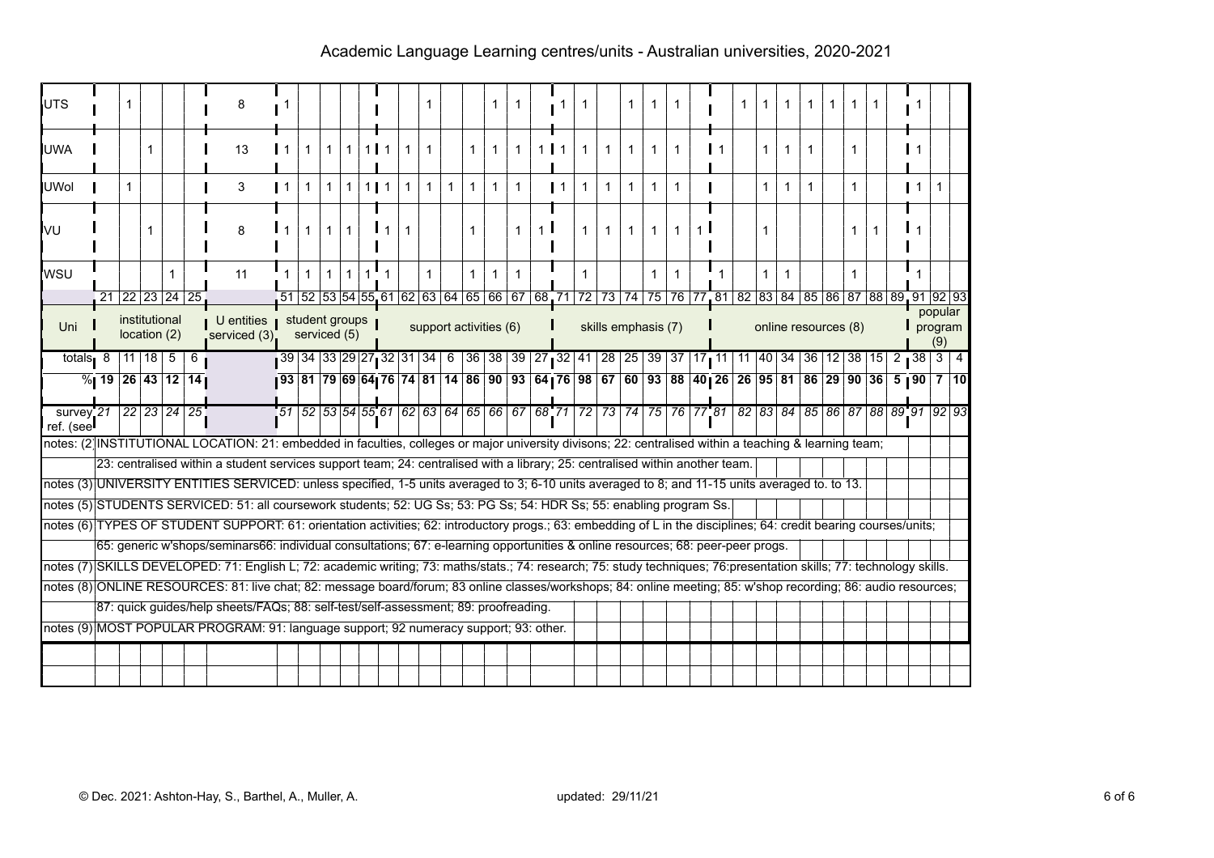# Academic Language Learning centres/units - Australian universities, 2020-2021

| Uni | 21 | 22 | 23 | 24 | 25 | U entities serviced (3) | 51 | 52 | 53 | 54 | 55 | 61 | 62 | 63 | 64 | 65 | 66 | 67 | 68 | 71 | 72 | 73 | 74 | 75 | 76 | 77 | 81 | 82 | 83 | 84 | 85 | 86 | 87 | 88 | 89 | 91 | 92 | 93 |
|---|---|---|---|---|---|---|---|---|---|---|---|---|---|---|---|---|---|---|---|---|---|---|---|---|---|---|---|---|---|---|---|---|---|---|---|---|---|---|
| UTS | | 1 | | | | 8 | 1 | | | | | | | 1 | | | 1 | 1 | | 1 | 1 | | 1 | 1 | 1 | | | 1 | 1 | 1 | 1 | 1 | 1 | 1 | | 1 | | |
| UWA | | | 1 | | | 13 | 1 | 1 | 1 | 1 | 1 | 1 | 1 | 1 | | 1 | 1 | 1 | 1 | 1 | 1 | 1 | 1 | 1 | 1 | | 1 | | 1 | 1 | 1 | | 1 | | | 1 | | |
| UWol | | 1 | | | | 3 | 1 | 1 | 1 | 1 | 1 | 1 | 1 | 1 | 1 | 1 | 1 | 1 | | 1 | 1 | 1 | 1 | 1 | 1 | | | | 1 | 1 | 1 | | 1 | | | 1 | 1 | |
| VU | | | 1 | | | 8 | 1 | 1 | 1 | 1 | | 1 | 1 | | | 1 | | 1 | 1 | | 1 | 1 | 1 | 1 | 1 | 1 | | | 1 | | | | 1 | 1 | | 1 | | |
| WSU | | | | 1 | | 11 | 1 | 1 | 1 | 1 | 1 | 1 | | 1 | | 1 | 1 | 1 | | | 1 | | | 1 | 1 | | 1 | | 1 | 1 | | | 1 | | | 1 | | |
| | 21 | 22 | 23 | 24 | 25 | | 51 | 52 | 53 | 54 | 55 | 61 | 62 | 63 | 64 | 65 | 66 | 67 | 68 | 71 | 72 | 73 | 74 | 75 | 76 | 77 | 81 | 82 | 83 | 84 | 85 | 86 | 87 | 88 | 89 | 91 | 92 | 93 |
| Uni | institutional location (2) | | | | | U entities serviced (3) | student groups serviced (5) | | | | | support activities (6) | | | | | | | | skills emphasis (7) | | | | | | | online resources (8) | | | | | | | | | popular program (9) | | |
| totals | 8 | 11 | 18 | 5 | 6 | | 39 | 34 | 33 | 29 | 27 | 32 | 31 | 34 | 6 | 36 | 38 | 39 | 27 | 32 | 41 | 28 | 25 | 39 | 37 | 17 | 11 | 11 | 40 | 34 | 36 | 12 | 38 | 15 | 2 | 38 | 3 | 4 |
| % | **19** | **26** | **43** | **12** | **14** | | **93** | **81** | **79** | **69** | **64** | **76** | **74** | **81** | **14** | **86** | **90** | **93** | **64** | **76** | **98** | **67** | **60** | **93** | **88** | **40** | **26** | **26** | **95** | **81** | **86** | **29** | **90** | **36** | **5** | **90** | **7** | **10** |
| survey ref. (see | *21* | *22* | *23* | *24* | *25* | | *51* | *52* | *53* | *54* | *55* | *61* | *62* | *63* | *64* | *65* | *66* | *67* | *68* | *71* | *72* | *73* | *74* | *75* | *76* | *77* | *81* | *82* | *83* | *84* | *85* | *86* | *87* | *88* | *89* | *91* | *92* | *93* |

notes: (2) INSTITUTIONAL LOCATION: 21: embedded in faculties, colleges or major university divisons; 22: centralised within a teaching & learning team; 23: centralised within a student services support team; 24: centralised with a library; 25: centralised within another team.

notes (3) UNIVERSITY ENTITIES SERVICED: unless specified, 1-5 units averaged to 3; 6-10 units averaged to 8; and 11-15 units averaged to. to 13.

notes (5) STUDENTS SERVICED: 51: all coursework students; 52: UG Ss; 53: PG Ss; 54: HDR Ss; 55: enabling program Ss.

notes (6) TYPES OF STUDENT SUPPORT: 61: orientation activities; 62: introductory progs.; 63: embedding of L in the disciplines; 64: credit bearing courses/units; 65: generic w'shops/seminars66: individual consultations; 67: e-learning opportunities & online resources; 68: peer-peer progs.

notes (7) SKILLS DEVELOPED: 71: English L; 72: academic writing; 73: maths/stats.; 74: research; 75: study techniques; 76:presentation skills; 77: technology skills.

notes (8) ONLINE RESOURCES: 81: live chat; 82: message board/forum; 83 online classes/workshops; 84: online meeting; 85: w'shop recording; 86: audio resources; 87: quick guides/help sheets/FAQs; 88: self-test/self-assessment; 89: proofreading.

notes (9) MOST POPULAR PROGRAM: 91: language support; 92 numeracy support; 93: other.

© Dec. 2021: Ashton-Hay, S., Barthel, A., Muller, A. updated: 29/11/21